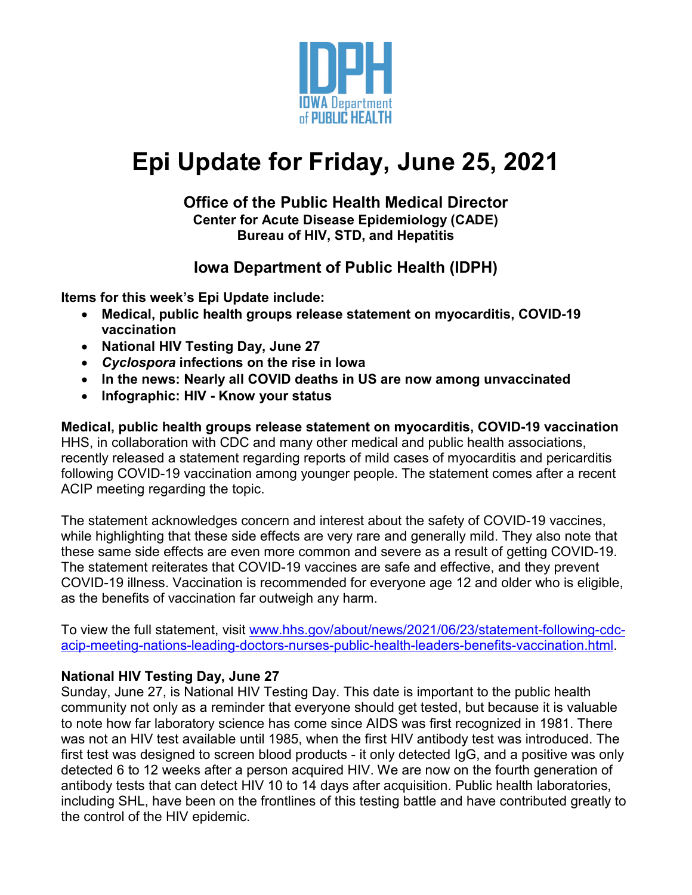# Epi Update for Friday, June 25, 2021

### Office of the Public Health Medical Director
**Center for Acute Disease Epidemiology (CADE)**
**Bureau of HIV, STD, and Hepatitis**

### Iowa Department of Public Health (IDPH)

**Items for this week's Epi Update include:**

- **Medical, public health groups release statement on myocarditis, COVID-19 vaccination**
- **National HIV Testing Day, June 27**
- ***Cyclospora* infections on the rise in Iowa**
- **In the news: Nearly all COVID deaths in US are now among unvaccinated**
- **Infographic: HIV - Know your status**

**Medical, public health groups release statement on myocarditis, COVID-19 vaccination**
HHS, in collaboration with CDC and many other medical and public health associations, recently released a statement regarding reports of mild cases of myocarditis and pericarditis following COVID-19 vaccination among younger people. The statement comes after a recent ACIP meeting regarding the topic.

The statement acknowledges concern and interest about the safety of COVID-19 vaccines, while highlighting that these side effects are very rare and generally mild. They also note that these same side effects are even more common and severe as a result of getting COVID-19. The statement reiterates that COVID-19 vaccines are safe and effective, and they prevent COVID-19 illness. Vaccination is recommended for everyone age 12 and older who is eligible, as the benefits of vaccination far outweigh any harm.

To view the full statement, visit www.hhs.gov/about/news/2021/06/23/statement-following-cdc-acip-meeting-nations-leading-doctors-nurses-public-health-leaders-benefits-vaccination.html.

**National HIV Testing Day, June 27**
Sunday, June 27, is National HIV Testing Day. This date is important to the public health community not only as a reminder that everyone should get tested, but because it is valuable to note how far laboratory science has come since AIDS was first recognized in 1981. There was not an HIV test available until 1985, when the first HIV antibody test was introduced. The first test was designed to screen blood products - it only detected IgG, and a positive was only detected 6 to 12 weeks after a person acquired HIV. We are now on the fourth generation of antibody tests that can detect HIV 10 to 14 days after acquisition. Public health laboratories, including SHL, have been on the frontlines of this testing battle and have contributed greatly to the control of the HIV epidemic.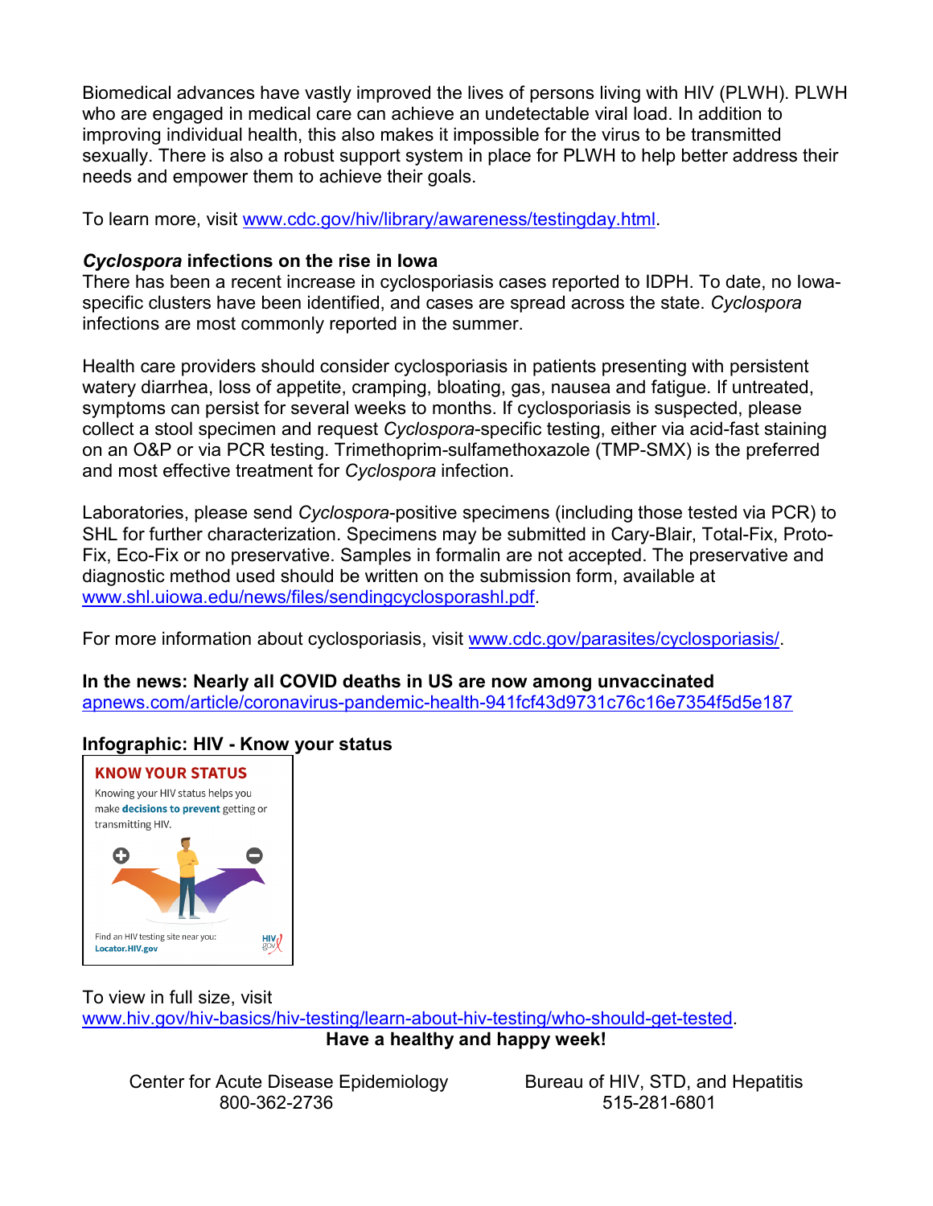Biomedical advances have vastly improved the lives of persons living with HIV (PLWH). PLWH who are engaged in medical care can achieve an undetectable viral load. In addition to improving individual health, this also makes it impossible for the virus to be transmitted sexually. There is also a robust support system in place for PLWH to help better address their needs and empower them to achieve their goals.

To learn more, visit www.cdc.gov/hiv/library/awareness/testingday.html.

### *Cyclospora* infections on the rise in Iowa

There has been a recent increase in cyclosporiasis cases reported to IDPH. To date, no Iowa-specific clusters have been identified, and cases are spread across the state. *Cyclospora* infections are most commonly reported in the summer.

Health care providers should consider cyclosporiasis in patients presenting with persistent watery diarrhea, loss of appetite, cramping, bloating, gas, nausea and fatigue. If untreated, symptoms can persist for several weeks to months. If cyclosporiasis is suspected, please collect a stool specimen and request *Cyclospora*-specific testing, either via acid-fast staining on an O&P or via PCR testing. Trimethoprim-sulfamethoxazole (TMP-SMX) is the preferred and most effective treatment for *Cyclospora* infection.

Laboratories, please send *Cyclospora*-positive specimens (including those tested via PCR) to SHL for further characterization. Specimens may be submitted in Cary-Blair, Total-Fix, Proto-Fix, Eco-Fix or no preservative. Samples in formalin are not accepted. The preservative and diagnostic method used should be written on the submission form, available at www.shl.uiowa.edu/news/files/sendingcyclosporashl.pdf.

For more information about cyclosporiasis, visit www.cdc.gov/parasites/cyclosporiasis/.

### In the news: Nearly all COVID deaths in US are now among unvaccinated

apnews.com/article/coronavirus-pandemic-health-941fcf43d9731c76c16e7354f5d5e187

### Infographic: HIV - Know your status

KNOW YOUR STATUS

Knowing your HIV status helps you make **decisions to prevent** getting or transmitting HIV.

Find an HIV testing site near you: **Locator.HIV.gov**

To view in full size, visit www.hiv.gov/hiv-basics/hiv-testing/learn-about-hiv-testing/who-should-get-tested.

**Have a healthy and happy week!**

Center for Acute Disease Epidemiology
800-362-2736

Bureau of HIV, STD, and Hepatitis
515-281-6801